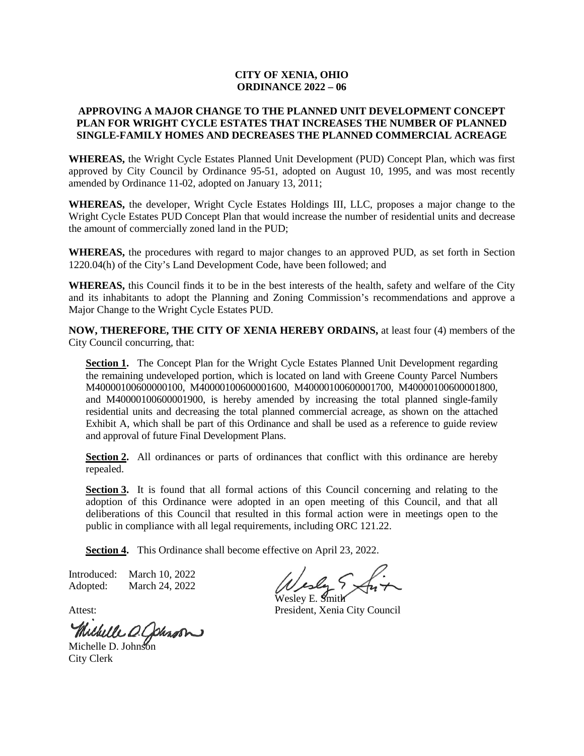**CITY OF XENIA, OHIO**
**ORDINANCE 2022 – 06**

**APPROVING A MAJOR CHANGE TO THE PLANNED UNIT DEVELOPMENT CONCEPT PLAN FOR WRIGHT CYCLE ESTATES THAT INCREASES THE NUMBER OF PLANNED SINGLE-FAMILY HOMES AND DECREASES THE PLANNED COMMERCIAL ACREAGE**

**WHEREAS,** the Wright Cycle Estates Planned Unit Development (PUD) Concept Plan, which was first approved by City Council by Ordinance 95-51, adopted on August 10, 1995, and was most recently amended by Ordinance 11-02, adopted on January 13, 2011;

**WHEREAS,** the developer, Wright Cycle Estates Holdings III, LLC, proposes a major change to the Wright Cycle Estates PUD Concept Plan that would increase the number of residential units and decrease the amount of commercially zoned land in the PUD;

**WHEREAS,** the procedures with regard to major changes to an approved PUD, as set forth in Section 1220.04(h) of the City's Land Development Code, have been followed; and

**WHEREAS,** this Council finds it to be in the best interests of the health, safety and welfare of the City and its inhabitants to adopt the Planning and Zoning Commission's recommendations and approve a Major Change to the Wright Cycle Estates PUD.

**NOW, THEREFORE, THE CITY OF XENIA HEREBY ORDAINS,** at least four (4) members of the City Council concurring, that:

**Section 1.** The Concept Plan for the Wright Cycle Estates Planned Unit Development regarding the remaining undeveloped portion, which is located on land with Greene County Parcel Numbers M40000100600000100, M40000100600001600, M40000100600001700, M40000100600001800, and M40000100600001900, is hereby amended by increasing the total planned single-family residential units and decreasing the total planned commercial acreage, as shown on the attached Exhibit A, which shall be part of this Ordinance and shall be used as a reference to guide review and approval of future Final Development Plans.

**Section 2.** All ordinances or parts of ordinances that conflict with this ordinance are hereby repealed.

**Section 3.** It is found that all formal actions of this Council concerning and relating to the adoption of this Ordinance were adopted in an open meeting of this Council, and that all deliberations of this Council that resulted in this formal action were in meetings open to the public in compliance with all legal requirements, including ORC 121.22.

**Section 4.** This Ordinance shall become effective on April 23, 2022.

Introduced: March 10, 2022
Adopted: March 24, 2022

Wesley E. Smith
President, Xenia City Council

Attest:

Michelle D. Johnson
City Clerk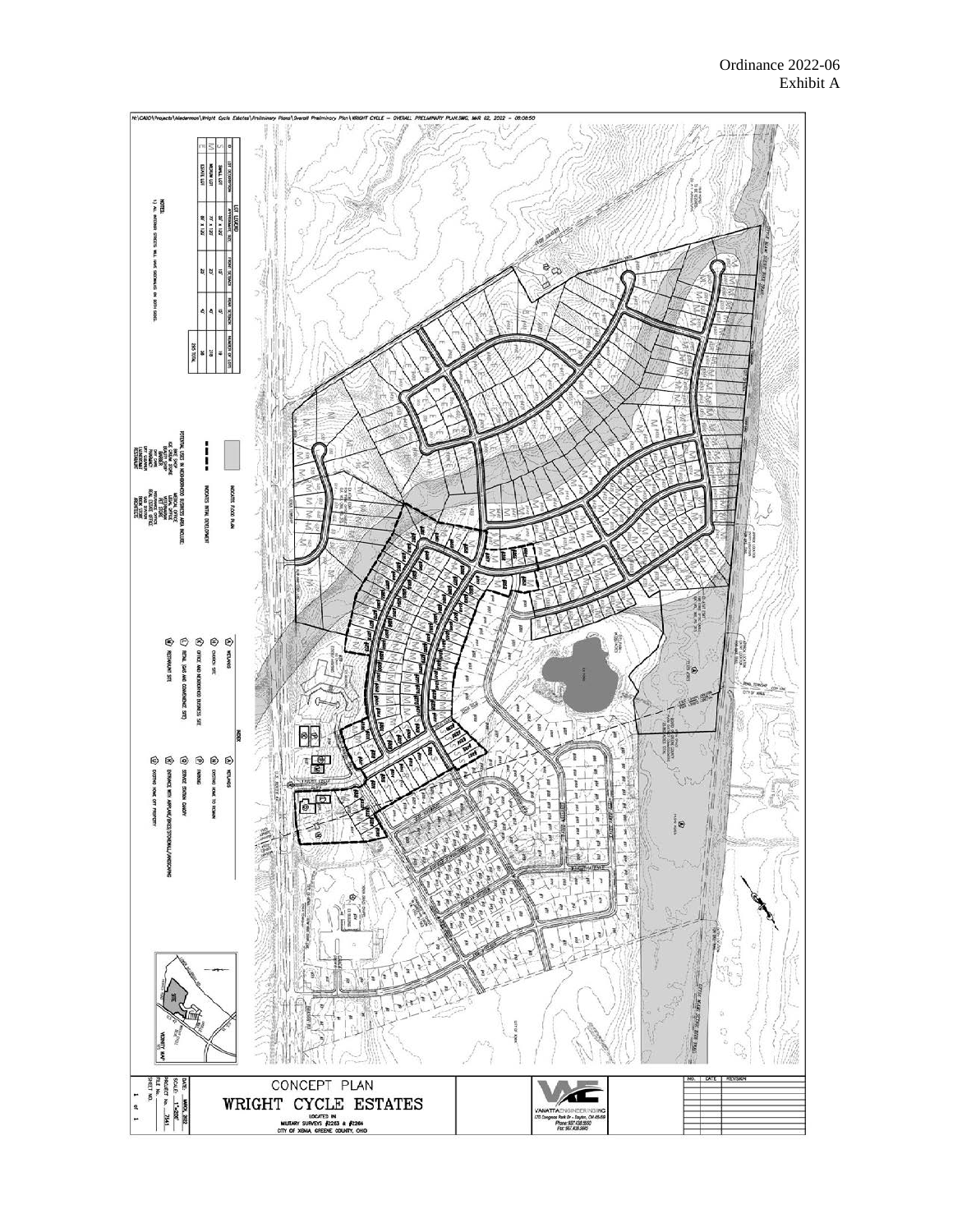Ordinance 2022-06
Exhibit A

H:\CAD\Projects\Niedermann\Wright Cycle Estates\Preliminary Plans\Overall Preliminary Plan\WRIGHT CYCLE - OVERALL PRELIMINARY PLAN.DWG, MAR 02, 2022 - 08:08:50

LOT LEGEND

| ID | LOT DESCRIPTION | APPROXIMATE SIZE | FRONT SETBACK | REAR SETBACK | NUMBER OF LOTS |
|---|---|---|---|---|---|
| S | SMALL LOT | 50' X 120' | 12' | 10' | 19 |
| M | MEDIUM LOT | 77' X 120' | 23' | 41' | 218 |
| E | ESTATE LOT | 86' X 130' | 22' | 41' | 58 |
| | | | | | 295 TOTAL |

NOTES:
1.) ALL INTERIOR STREETS WILL HAVE SIDEWALKS ON BOTH SIDES.

INDICATES FLOOD PLAIN

INDICATES INITIAL DEVELOPMENT

POTENTIAL USES IN NEIGHBORHOOD BUSINESS AREA INCLUDE:
BIKE SHOP
ICE CREAM SHOP
BEAUTY SHOP
BARBER
DAY CARE
PHARMACY
DRY CLEANERS
LAUNDROMAT
RESTAURANT
MEDICAL OFFICE
DENTAL OFFICE
VETERINARIAN
PET STORE
INSURANCE OFFICE
REAL ESTATE OFFICE
BOOK STORE
ARCHITECTS

INDEX

Ⓐ WETLANDS
Ⓑ CHURCH SITE
Ⓒ OFFICE AND NEIGHBORHOOD BUSINESS SITE
Ⓓ RETAIL GAS AND CONVENIENCE SITE
Ⓔ RESTAURANT SITE
Ⓕ WETLANDS
Ⓖ EXISTING HOME TO REMAIN
Ⓗ PARKING
Ⓘ SERVICE STATION CANOPY
Ⓙ ENTRANCE WITH ARTWORK/BRICK/STONEWALL/LANDSCAPING
Ⓚ EXISTING HOME OFF PROPERTY

LITTLE MIAMI SCENIC BIKE TRAIL

CITY OF XENIA

VICINITY MAP

| NO. | DATE | REVISION |
|---|---|---|
| | | |

VANATTA ENGINEERING INC
170 Congress Park Dr • Dayton, OH 45459
Phone: 937.438.5550
Fax: 937.438.5585

CONCEPT PLAN
WRIGHT CYCLE ESTATES
LOCATED IN
MILITARY SURVEYS #2263 & #2264
CITY OF XENIA, GREENE COUNTY, OHIO

DATE: MARCH, 2022
SCALE: 1"=200'
PROJECT No. 2541
FILE No.
SHEET NO. 1 of 1